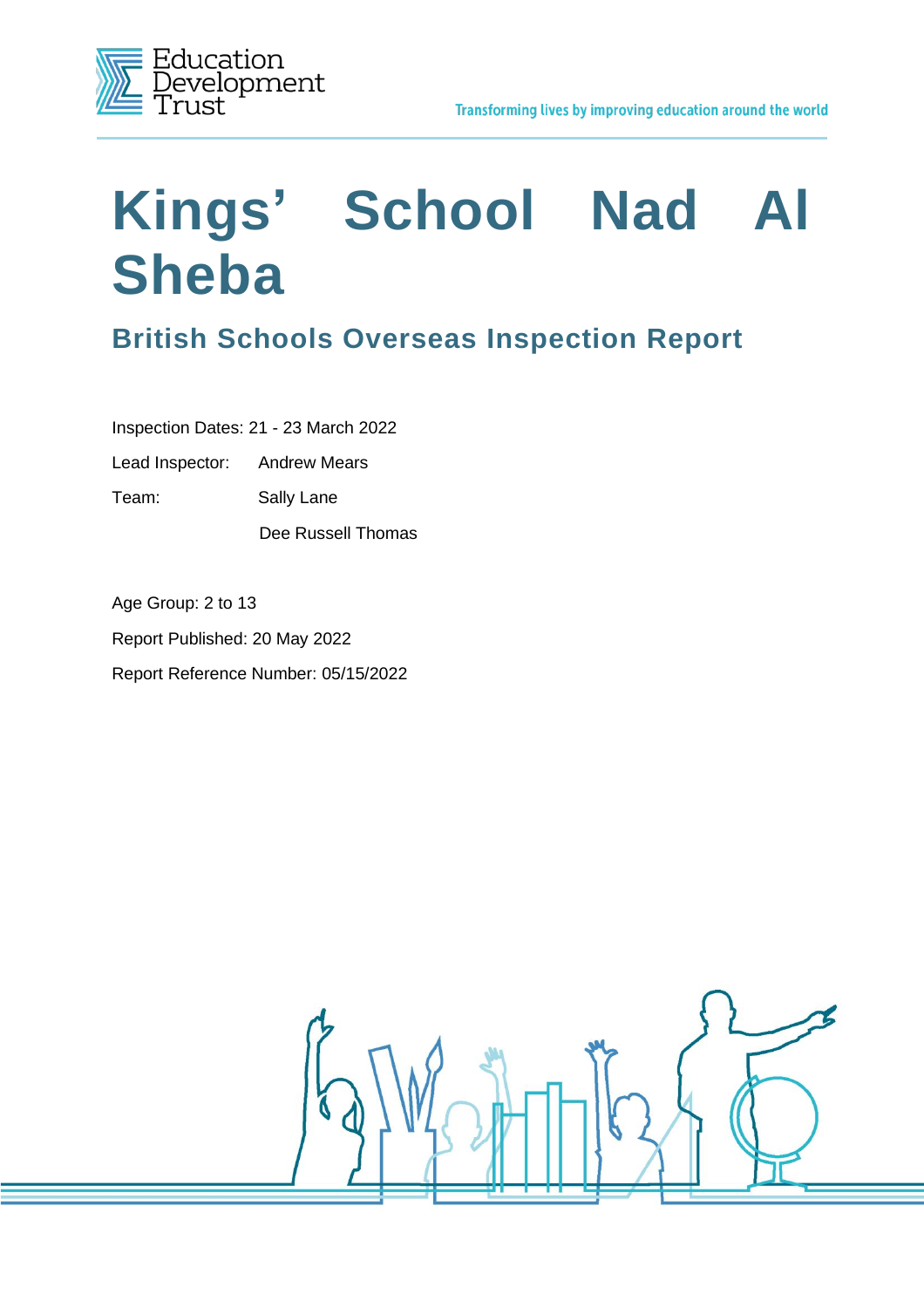Education Development Trust

Transforming lives by improving education around the world

# Kings' School Nad Al Sheba

## British Schools Overseas Inspection Report

Inspection Dates: 21 - 23 March 2022

Lead Inspector: Andrew Mears

Team: Sally Lane

Dee Russell Thomas

Age Group: 2 to 13

Report Published: 20 May 2022

Report Reference Number: 05/15/2022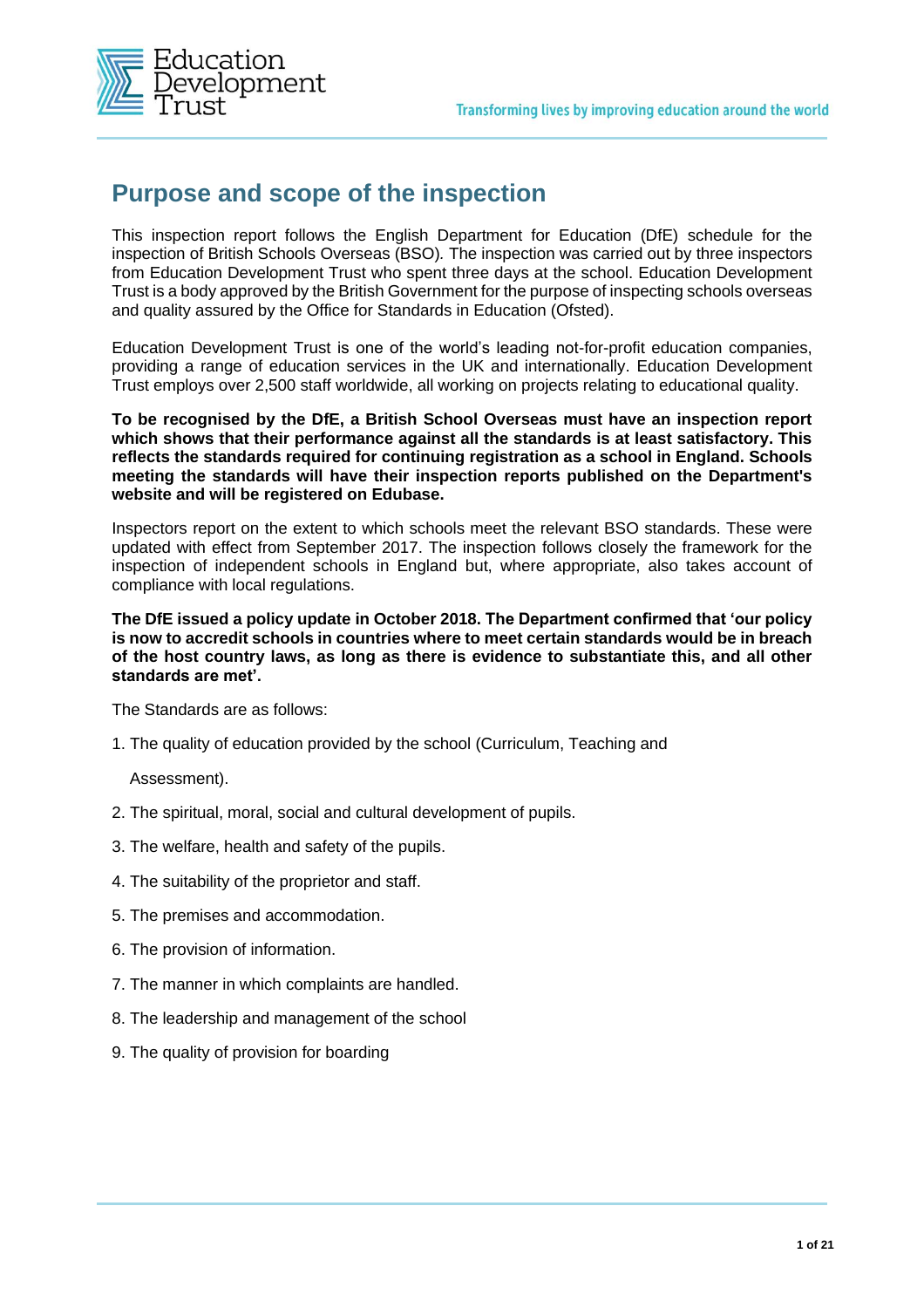## Purpose and scope of the inspection

This inspection report follows the English Department for Education (DfE) schedule for the inspection of British Schools Overseas (BSO). The inspection was carried out by three inspectors from Education Development Trust who spent three days at the school. Education Development Trust is a body approved by the British Government for the purpose of inspecting schools overseas and quality assured by the Office for Standards in Education (Ofsted).

Education Development Trust is one of the world's leading not-for-profit education companies, providing a range of education services in the UK and internationally. Education Development Trust employs over 2,500 staff worldwide, all working on projects relating to educational quality.

**To be recognised by the DfE, a British School Overseas must have an inspection report which shows that their performance against all the standards is at least satisfactory. This reflects the standards required for continuing registration as a school in England. Schools meeting the standards will have their inspection reports published on the Department's website and will be registered on Edubase.**

Inspectors report on the extent to which schools meet the relevant BSO standards. These were updated with effect from September 2017. The inspection follows closely the framework for the inspection of independent schools in England but, where appropriate, also takes account of compliance with local regulations.

**The DfE issued a policy update in October 2018. The Department confirmed that 'our policy is now to accredit schools in countries where to meet certain standards would be in breach of the host country laws, as long as there is evidence to substantiate this, and all other standards are met'.**

The Standards are as follows:

1. The quality of education provided by the school (Curriculum, Teaching and Assessment).
2. The spiritual, moral, social and cultural development of pupils.
3. The welfare, health and safety of the pupils.
4. The suitability of the proprietor and staff.
5. The premises and accommodation.
6. The provision of information.
7. The manner in which complaints are handled.
8. The leadership and management of the school
9. The quality of provision for boarding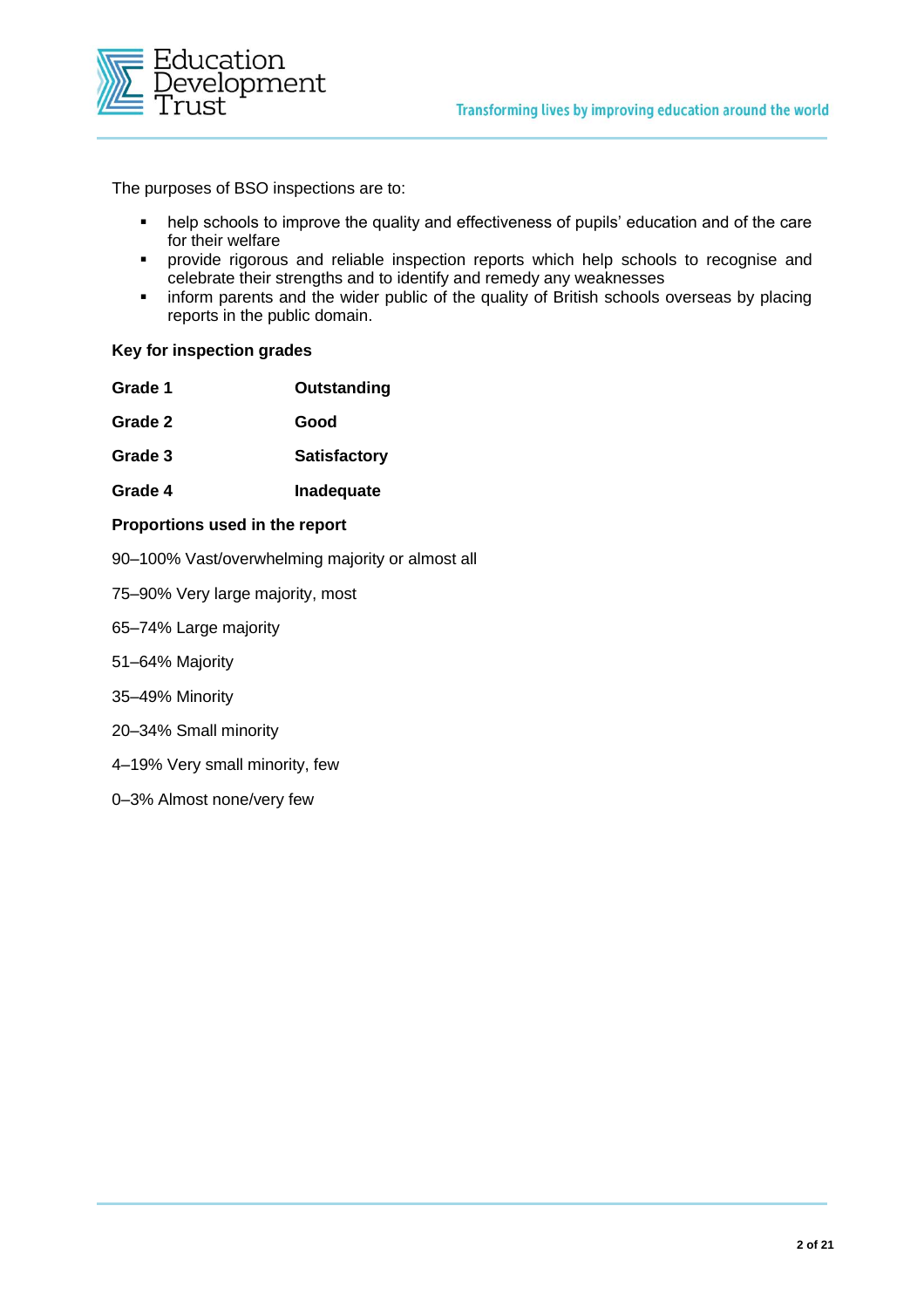The purposes of BSO inspections are to:

- help schools to improve the quality and effectiveness of pupils' education and of the care for their welfare
- provide rigorous and reliable inspection reports which help schools to recognise and celebrate their strengths and to identify and remedy any weaknesses
- inform parents and the wider public of the quality of British schools overseas by placing reports in the public domain.

**Key for inspection grades**

| | |
|---|---|
| **Grade 1** | **Outstanding** |
| **Grade 2** | **Good** |
| **Grade 3** | **Satisfactory** |
| **Grade 4** | **Inadequate** |

**Proportions used in the report**

90–100% Vast/overwhelming majority or almost all

75–90% Very large majority, most

65–74% Large majority

51–64% Majority

35–49% Minority

20–34% Small minority

4–19% Very small minority, few

0–3% Almost none/very few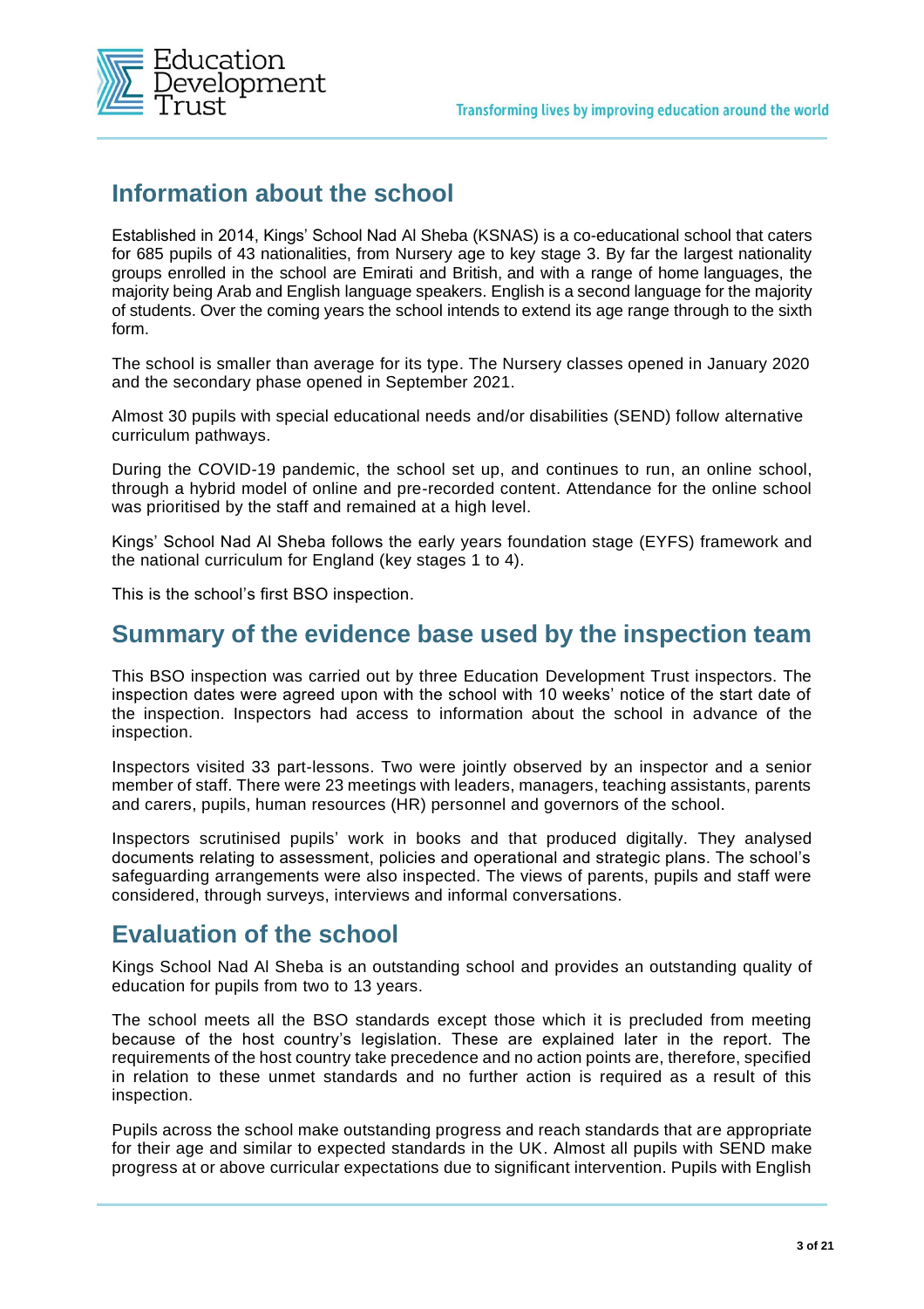## Information about the school

Established in 2014, Kings' School Nad Al Sheba (KSNAS) is a co-educational school that caters for 685 pupils of 43 nationalities, from Nursery age to key stage 3. By far the largest nationality groups enrolled in the school are Emirati and British, and with a range of home languages, the majority being Arab and English language speakers. English is a second language for the majority of students. Over the coming years the school intends to extend its age range through to the sixth form.

The school is smaller than average for its type. The Nursery classes opened in January 2020 and the secondary phase opened in September 2021.

Almost 30 pupils with special educational needs and/or disabilities (SEND) follow alternative curriculum pathways.

During the COVID-19 pandemic, the school set up, and continues to run, an online school, through a hybrid model of online and pre-recorded content. Attendance for the online school was prioritised by the staff and remained at a high level.

Kings' School Nad Al Sheba follows the early years foundation stage (EYFS) framework and the national curriculum for England (key stages 1 to 4).

This is the school's first BSO inspection.

## Summary of the evidence base used by the inspection team

This BSO inspection was carried out by three Education Development Trust inspectors. The inspection dates were agreed upon with the school with 10 weeks' notice of the start date of the inspection. Inspectors had access to information about the school in advance of the inspection.

Inspectors visited 33 part-lessons. Two were jointly observed by an inspector and a senior member of staff. There were 23 meetings with leaders, managers, teaching assistants, parents and carers, pupils, human resources (HR) personnel and governors of the school.

Inspectors scrutinised pupils' work in books and that produced digitally. They analysed documents relating to assessment, policies and operational and strategic plans. The school's safeguarding arrangements were also inspected. The views of parents, pupils and staff were considered, through surveys, interviews and informal conversations.

## Evaluation of the school

Kings School Nad Al Sheba is an outstanding school and provides an outstanding quality of education for pupils from two to 13 years.

The school meets all the BSO standards except those which it is precluded from meeting because of the host country's legislation. These are explained later in the report. The requirements of the host country take precedence and no action points are, therefore, specified in relation to these unmet standards and no further action is required as a result of this inspection.

Pupils across the school make outstanding progress and reach standards that are appropriate for their age and similar to expected standards in the UK. Almost all pupils with SEND make progress at or above curricular expectations due to significant intervention. Pupils with English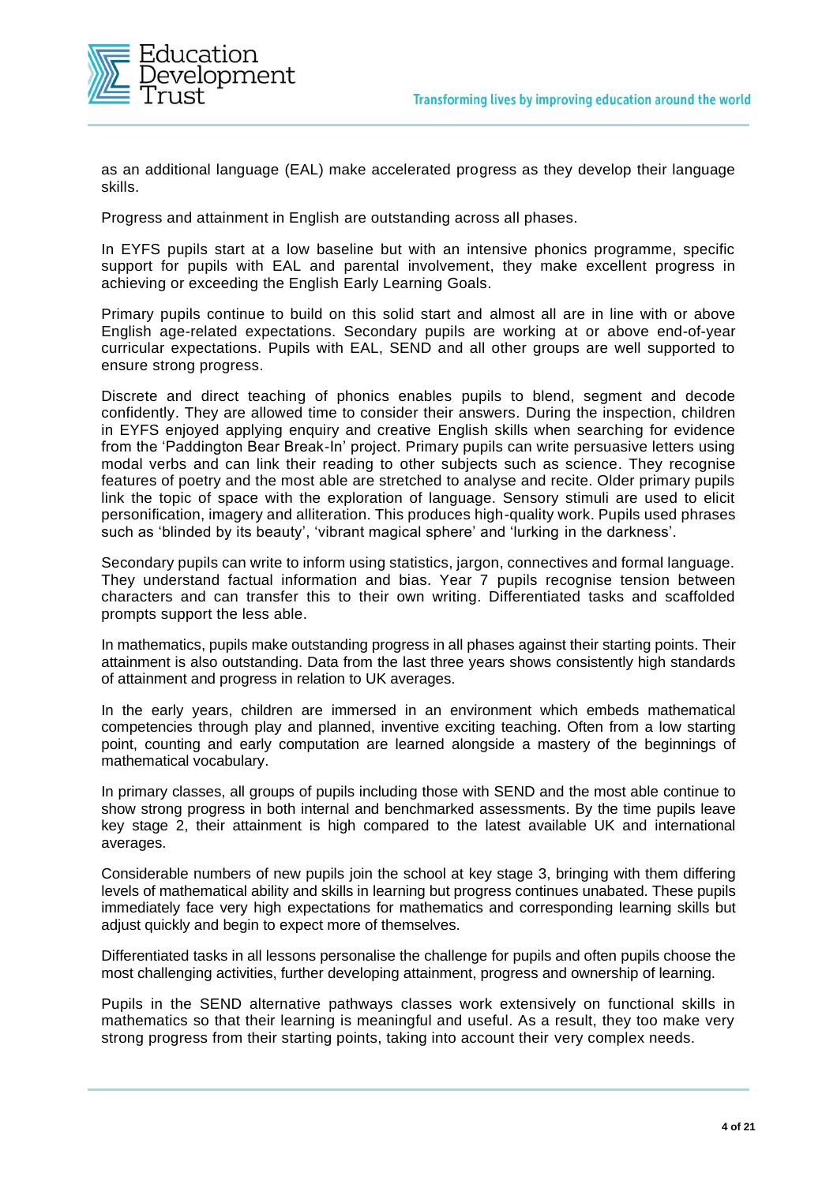as an additional language (EAL) make accelerated progress as they develop their language skills.

Progress and attainment in English are outstanding across all phases.

In EYFS pupils start at a low baseline but with an intensive phonics programme, specific support for pupils with EAL and parental involvement, they make excellent progress in achieving or exceeding the English Early Learning Goals.

Primary pupils continue to build on this solid start and almost all are in line with or above English age-related expectations. Secondary pupils are working at or above end-of-year curricular expectations. Pupils with EAL, SEND and all other groups are well supported to ensure strong progress.

Discrete and direct teaching of phonics enables pupils to blend, segment and decode confidently. They are allowed time to consider their answers. During the inspection, children in EYFS enjoyed applying enquiry and creative English skills when searching for evidence from the 'Paddington Bear Break-In' project. Primary pupils can write persuasive letters using modal verbs and can link their reading to other subjects such as science. They recognise features of poetry and the most able are stretched to analyse and recite. Older primary pupils link the topic of space with the exploration of language. Sensory stimuli are used to elicit personification, imagery and alliteration. This produces high-quality work. Pupils used phrases such as 'blinded by its beauty', 'vibrant magical sphere' and 'lurking in the darkness'.

Secondary pupils can write to inform using statistics, jargon, connectives and formal language. They understand factual information and bias. Year 7 pupils recognise tension between characters and can transfer this to their own writing. Differentiated tasks and scaffolded prompts support the less able.

In mathematics, pupils make outstanding progress in all phases against their starting points. Their attainment is also outstanding. Data from the last three years shows consistently high standards of attainment and progress in relation to UK averages.

In the early years, children are immersed in an environment which embeds mathematical competencies through play and planned, inventive exciting teaching. Often from a low starting point, counting and early computation are learned alongside a mastery of the beginnings of mathematical vocabulary.

In primary classes, all groups of pupils including those with SEND and the most able continue to show strong progress in both internal and benchmarked assessments. By the time pupils leave key stage 2, their attainment is high compared to the latest available UK and international averages.

Considerable numbers of new pupils join the school at key stage 3, bringing with them differing levels of mathematical ability and skills in learning but progress continues unabated. These pupils immediately face very high expectations for mathematics and corresponding learning skills but adjust quickly and begin to expect more of themselves.

Differentiated tasks in all lessons personalise the challenge for pupils and often pupils choose the most challenging activities, further developing attainment, progress and ownership of learning.

Pupils in the SEND alternative pathways classes work extensively on functional skills in mathematics so that their learning is meaningful and useful. As a result, they too make very strong progress from their starting points, taking into account their very complex needs.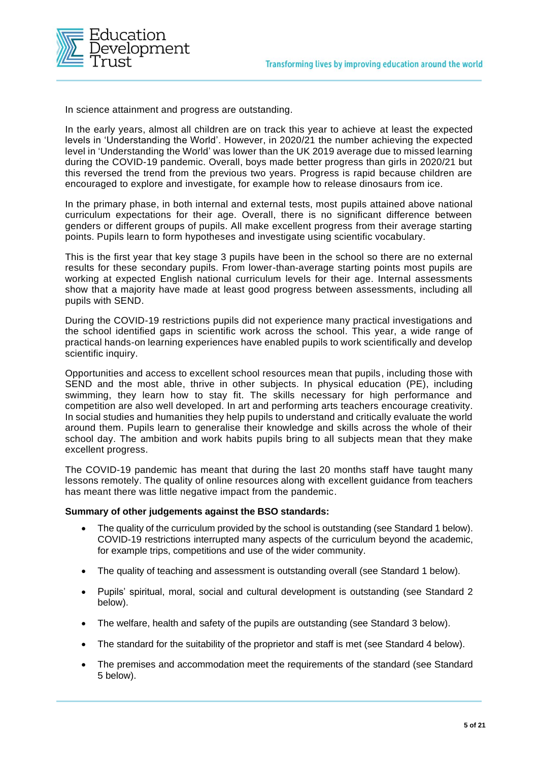In science attainment and progress are outstanding.

In the early years, almost all children are on track this year to achieve at least the expected levels in 'Understanding the World'. However, in 2020/21 the number achieving the expected level in 'Understanding the World' was lower than the UK 2019 average due to missed learning during the COVID-19 pandemic. Overall, boys made better progress than girls in 2020/21 but this reversed the trend from the previous two years. Progress is rapid because children are encouraged to explore and investigate, for example how to release dinosaurs from ice.

In the primary phase, in both internal and external tests, most pupils attained above national curriculum expectations for their age. Overall, there is no significant difference between genders or different groups of pupils. All make excellent progress from their average starting points. Pupils learn to form hypotheses and investigate using scientific vocabulary.

This is the first year that key stage 3 pupils have been in the school so there are no external results for these secondary pupils. From lower-than-average starting points most pupils are working at expected English national curriculum levels for their age. Internal assessments show that a majority have made at least good progress between assessments, including all pupils with SEND.

During the COVID-19 restrictions pupils did not experience many practical investigations and the school identified gaps in scientific work across the school. This year, a wide range of practical hands-on learning experiences have enabled pupils to work scientifically and develop scientific inquiry.

Opportunities and access to excellent school resources mean that pupils, including those with SEND and the most able, thrive in other subjects. In physical education (PE), including swimming, they learn how to stay fit. The skills necessary for high performance and competition are also well developed. In art and performing arts teachers encourage creativity. In social studies and humanities they help pupils to understand and critically evaluate the world around them. Pupils learn to generalise their knowledge and skills across the whole of their school day. The ambition and work habits pupils bring to all subjects mean that they make excellent progress.

The COVID-19 pandemic has meant that during the last 20 months staff have taught many lessons remotely. The quality of online resources along with excellent guidance from teachers has meant there was little negative impact from the pandemic.

**Summary of other judgements against the BSO standards:**

- The quality of the curriculum provided by the school is outstanding (see Standard 1 below). COVID-19 restrictions interrupted many aspects of the curriculum beyond the academic, for example trips, competitions and use of the wider community.
- The quality of teaching and assessment is outstanding overall (see Standard 1 below).
- Pupils' spiritual, moral, social and cultural development is outstanding (see Standard 2 below).
- The welfare, health and safety of the pupils are outstanding (see Standard 3 below).
- The standard for the suitability of the proprietor and staff is met (see Standard 4 below).
- The premises and accommodation meet the requirements of the standard (see Standard 5 below).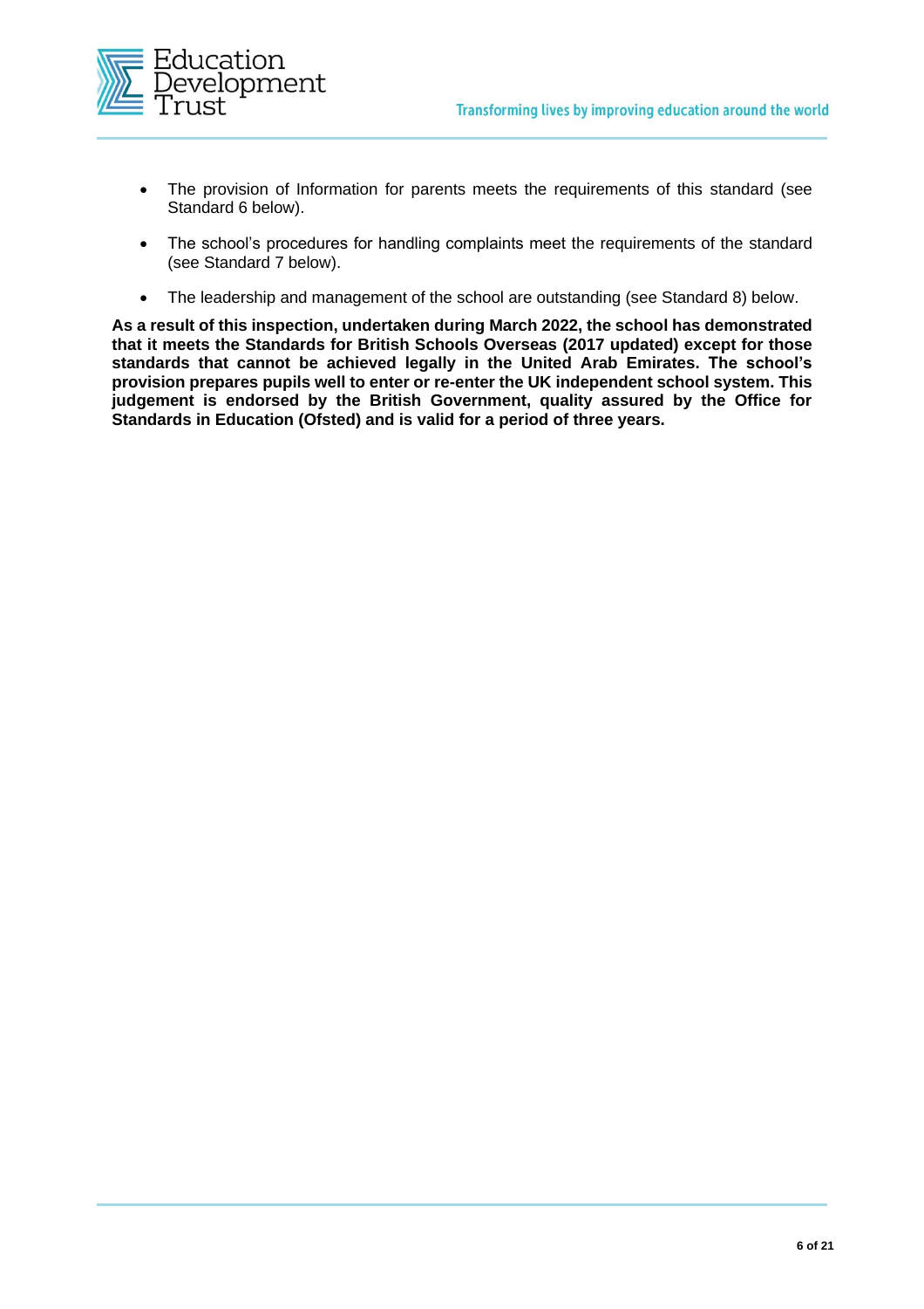- The provision of Information for parents meets the requirements of this standard (see Standard 6 below).
- The school's procedures for handling complaints meet the requirements of the standard (see Standard 7 below).
- The leadership and management of the school are outstanding (see Standard 8) below.

**As a result of this inspection, undertaken during March 2022, the school has demonstrated that it meets the Standards for British Schools Overseas (2017 updated) except for those standards that cannot be achieved legally in the United Arab Emirates. The school's provision prepares pupils well to enter or re-enter the UK independent school system. This judgement is endorsed by the British Government, quality assured by the Office for Standards in Education (Ofsted) and is valid for a period of three years.**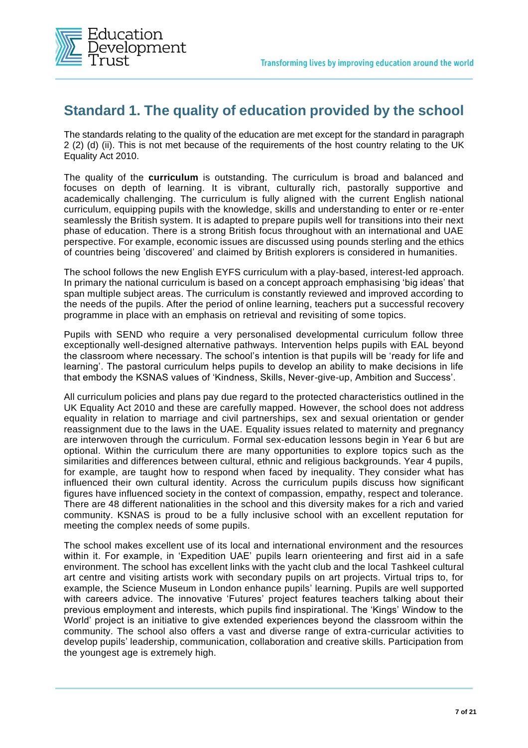## Standard 1. The quality of education provided by the school

The standards relating to the quality of the education are met except for the standard in paragraph 2 (2) (d) (ii). This is not met because of the requirements of the host country relating to the UK Equality Act 2010.

The quality of the **curriculum** is outstanding. The curriculum is broad and balanced and focuses on depth of learning. It is vibrant, culturally rich, pastorally supportive and academically challenging. The curriculum is fully aligned with the current English national curriculum, equipping pupils with the knowledge, skills and understanding to enter or re-enter seamlessly the British system. It is adapted to prepare pupils well for transitions into their next phase of education. There is a strong British focus throughout with an international and UAE perspective. For example, economic issues are discussed using pounds sterling and the ethics of countries being 'discovered' and claimed by British explorers is considered in humanities.

The school follows the new English EYFS curriculum with a play-based, interest-led approach. In primary the national curriculum is based on a concept approach emphasising 'big ideas' that span multiple subject areas. The curriculum is constantly reviewed and improved according to the needs of the pupils. After the period of online learning, teachers put a successful recovery programme in place with an emphasis on retrieval and revisiting of some topics.

Pupils with SEND who require a very personalised developmental curriculum follow three exceptionally well-designed alternative pathways. Intervention helps pupils with EAL beyond the classroom where necessary. The school's intention is that pupils will be 'ready for life and learning'. The pastoral curriculum helps pupils to develop an ability to make decisions in life that embody the KSNAS values of 'Kindness, Skills, Never-give-up, Ambition and Success'.

All curriculum policies and plans pay due regard to the protected characteristics outlined in the UK Equality Act 2010 and these are carefully mapped. However, the school does not address equality in relation to marriage and civil partnerships, sex and sexual orientation or gender reassignment due to the laws in the UAE. Equality issues related to maternity and pregnancy are interwoven through the curriculum. Formal sex-education lessons begin in Year 6 but are optional. Within the curriculum there are many opportunities to explore topics such as the similarities and differences between cultural, ethnic and religious backgrounds. Year 4 pupils, for example, are taught how to respond when faced by inequality. They consider what has influenced their own cultural identity. Across the curriculum pupils discuss how significant figures have influenced society in the context of compassion, empathy, respect and tolerance. There are 48 different nationalities in the school and this diversity makes for a rich and varied community. KSNAS is proud to be a fully inclusive school with an excellent reputation for meeting the complex needs of some pupils.

The school makes excellent use of its local and international environment and the resources within it. For example, in 'Expedition UAE' pupils learn orienteering and first aid in a safe environment. The school has excellent links with the yacht club and the local Tashkeel cultural art centre and visiting artists work with secondary pupils on art projects. Virtual trips to, for example, the Science Museum in London enhance pupils' learning. Pupils are well supported with careers advice. The innovative 'Futures' project features teachers talking about their previous employment and interests, which pupils find inspirational. The 'Kings' Window to the World' project is an initiative to give extended experiences beyond the classroom within the community. The school also offers a vast and diverse range of extra-curricular activities to develop pupils' leadership, communication, collaboration and creative skills. Participation from the youngest age is extremely high.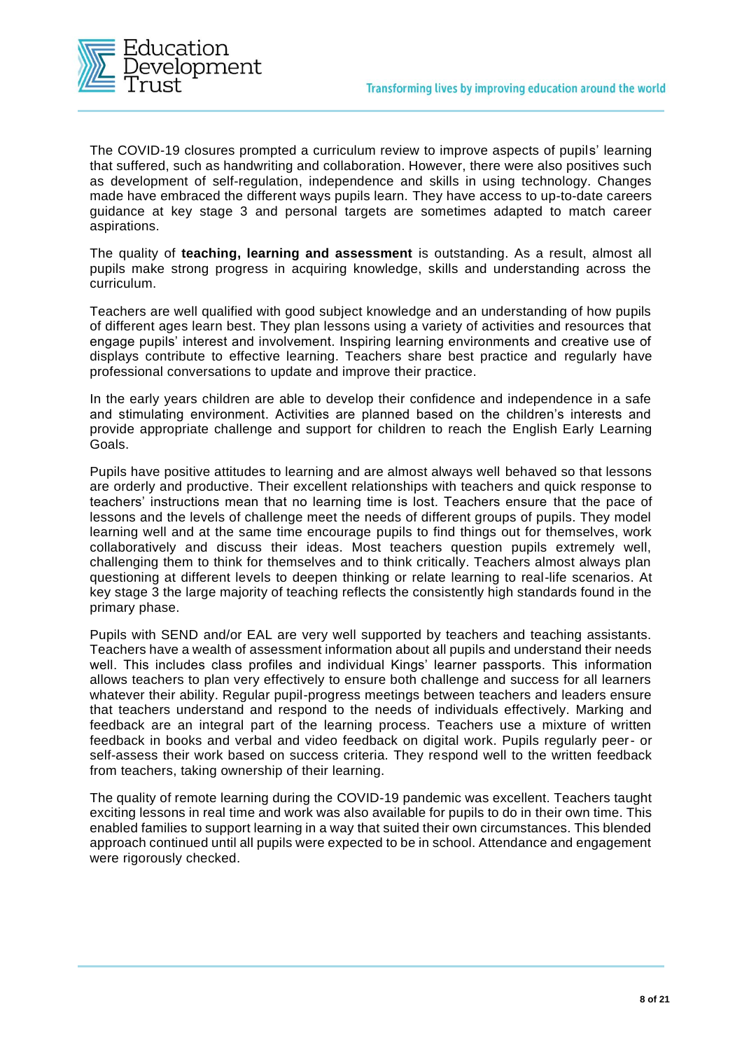The COVID-19 closures prompted a curriculum review to improve aspects of pupils' learning that suffered, such as handwriting and collaboration. However, there were also positives such as development of self-regulation, independence and skills in using technology. Changes made have embraced the different ways pupils learn. They have access to up-to-date careers guidance at key stage 3 and personal targets are sometimes adapted to match career aspirations.

The quality of **teaching, learning and assessment** is outstanding. As a result, almost all pupils make strong progress in acquiring knowledge, skills and understanding across the curriculum.

Teachers are well qualified with good subject knowledge and an understanding of how pupils of different ages learn best. They plan lessons using a variety of activities and resources that engage pupils' interest and involvement. Inspiring learning environments and creative use of displays contribute to effective learning. Teachers share best practice and regularly have professional conversations to update and improve their practice.

In the early years children are able to develop their confidence and independence in a safe and stimulating environment. Activities are planned based on the children's interests and provide appropriate challenge and support for children to reach the English Early Learning Goals.

Pupils have positive attitudes to learning and are almost always well behaved so that lessons are orderly and productive. Their excellent relationships with teachers and quick response to teachers' instructions mean that no learning time is lost. Teachers ensure that the pace of lessons and the levels of challenge meet the needs of different groups of pupils. They model learning well and at the same time encourage pupils to find things out for themselves, work collaboratively and discuss their ideas. Most teachers question pupils extremely well, challenging them to think for themselves and to think critically. Teachers almost always plan questioning at different levels to deepen thinking or relate learning to real-life scenarios. At key stage 3 the large majority of teaching reflects the consistently high standards found in the primary phase.

Pupils with SEND and/or EAL are very well supported by teachers and teaching assistants. Teachers have a wealth of assessment information about all pupils and understand their needs well. This includes class profiles and individual Kings' learner passports. This information allows teachers to plan very effectively to ensure both challenge and success for all learners whatever their ability. Regular pupil-progress meetings between teachers and leaders ensure that teachers understand and respond to the needs of individuals effectively. Marking and feedback are an integral part of the learning process. Teachers use a mixture of written feedback in books and verbal and video feedback on digital work. Pupils regularly peer- or self-assess their work based on success criteria. They respond well to the written feedback from teachers, taking ownership of their learning.

The quality of remote learning during the COVID-19 pandemic was excellent. Teachers taught exciting lessons in real time and work was also available for pupils to do in their own time. This enabled families to support learning in a way that suited their own circumstances. This blended approach continued until all pupils were expected to be in school. Attendance and engagement were rigorously checked.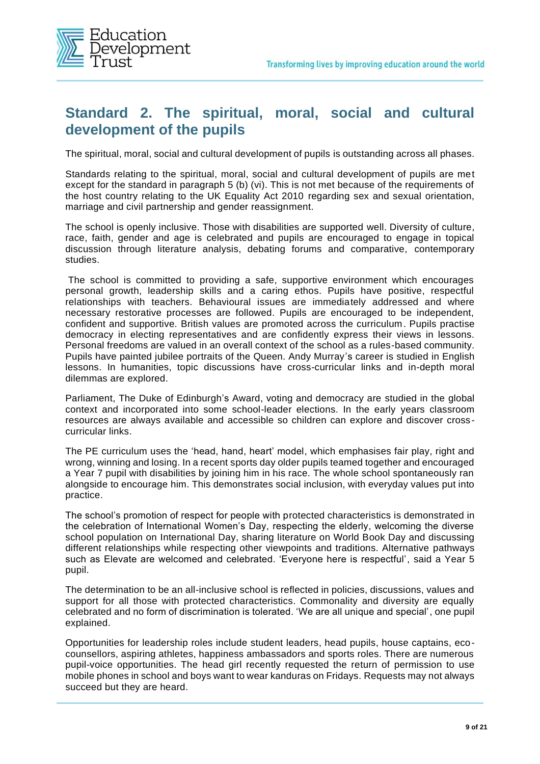## Standard 2. The spiritual, moral, social and cultural development of the pupils

The spiritual, moral, social and cultural development of pupils is outstanding across all phases.

Standards relating to the spiritual, moral, social and cultural development of pupils are met except for the standard in paragraph 5 (b) (vi). This is not met because of the requirements of the host country relating to the UK Equality Act 2010 regarding sex and sexual orientation, marriage and civil partnership and gender reassignment.

The school is openly inclusive. Those with disabilities are supported well. Diversity of culture, race, faith, gender and age is celebrated and pupils are encouraged to engage in topical discussion through literature analysis, debating forums and comparative, contemporary studies.

The school is committed to providing a safe, supportive environment which encourages personal growth, leadership skills and a caring ethos. Pupils have positive, respectful relationships with teachers. Behavioural issues are immediately addressed and where necessary restorative processes are followed. Pupils are encouraged to be independent, confident and supportive. British values are promoted across the curriculum. Pupils practise democracy in electing representatives and are confidently express their views in lessons. Personal freedoms are valued in an overall context of the school as a rules-based community. Pupils have painted jubilee portraits of the Queen. Andy Murray's career is studied in English lessons. In humanities, topic discussions have cross-curricular links and in-depth moral dilemmas are explored.

Parliament, The Duke of Edinburgh's Award, voting and democracy are studied in the global context and incorporated into some school-leader elections. In the early years classroom resources are always available and accessible so children can explore and discover cross-curricular links.

The PE curriculum uses the 'head, hand, heart' model, which emphasises fair play, right and wrong, winning and losing. In a recent sports day older pupils teamed together and encouraged a Year 7 pupil with disabilities by joining him in his race. The whole school spontaneously ran alongside to encourage him. This demonstrates social inclusion, with everyday values put into practice.

The school's promotion of respect for people with protected characteristics is demonstrated in the celebration of International Women's Day, respecting the elderly, welcoming the diverse school population on International Day, sharing literature on World Book Day and discussing different relationships while respecting other viewpoints and traditions. Alternative pathways such as Elevate are welcomed and celebrated. 'Everyone here is respectful', said a Year 5 pupil.

The determination to be an all-inclusive school is reflected in policies, discussions, values and support for all those with protected characteristics. Commonality and diversity are equally celebrated and no form of discrimination is tolerated. 'We are all unique and special', one pupil explained.

Opportunities for leadership roles include student leaders, head pupils, house captains, eco-counsellors, aspiring athletes, happiness ambassadors and sports roles. There are numerous pupil-voice opportunities. The head girl recently requested the return of permission to use mobile phones in school and boys want to wear kanduras on Fridays. Requests may not always succeed but they are heard.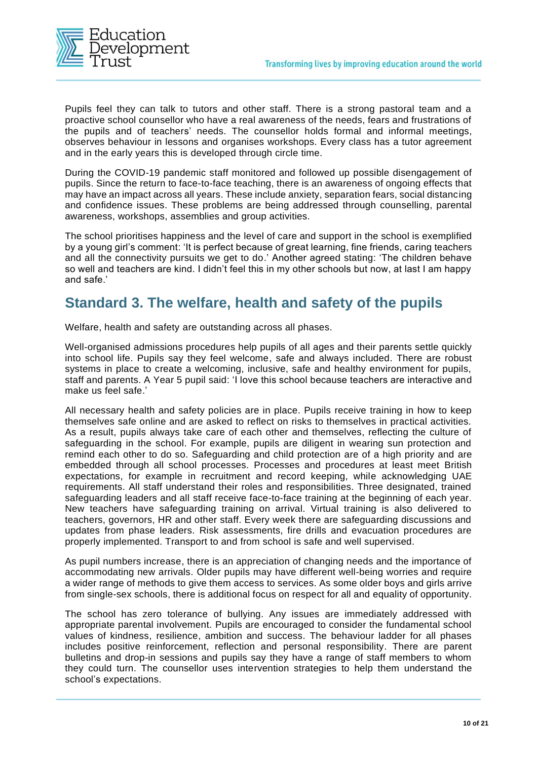Pupils feel they can talk to tutors and other staff. There is a strong pastoral team and a proactive school counsellor who have a real awareness of the needs, fears and frustrations of the pupils and of teachers' needs. The counsellor holds formal and informal meetings, observes behaviour in lessons and organises workshops. Every class has a tutor agreement and in the early years this is developed through circle time.

During the COVID-19 pandemic staff monitored and followed up possible disengagement of pupils. Since the return to face-to-face teaching, there is an awareness of ongoing effects that may have an impact across all years. These include anxiety, separation fears, social distancing and confidence issues. These problems are being addressed through counselling, parental awareness, workshops, assemblies and group activities.

The school prioritises happiness and the level of care and support in the school is exemplified by a young girl's comment: 'It is perfect because of great learning, fine friends, caring teachers and all the connectivity pursuits we get to do.' Another agreed stating: 'The children behave so well and teachers are kind. I didn't feel this in my other schools but now, at last I am happy and safe.'

## Standard 3. The welfare, health and safety of the pupils

Welfare, health and safety are outstanding across all phases.

Well-organised admissions procedures help pupils of all ages and their parents settle quickly into school life. Pupils say they feel welcome, safe and always included. There are robust systems in place to create a welcoming, inclusive, safe and healthy environment for pupils, staff and parents. A Year 5 pupil said: 'I love this school because teachers are interactive and make us feel safe.'

All necessary health and safety policies are in place. Pupils receive training in how to keep themselves safe online and are asked to reflect on risks to themselves in practical activities. As a result, pupils always take care of each other and themselves, reflecting the culture of safeguarding in the school. For example, pupils are diligent in wearing sun protection and remind each other to do so. Safeguarding and child protection are of a high priority and are embedded through all school processes. Processes and procedures at least meet British expectations, for example in recruitment and record keeping, while acknowledging UAE requirements. All staff understand their roles and responsibilities. Three designated, trained safeguarding leaders and all staff receive face-to-face training at the beginning of each year. New teachers have safeguarding training on arrival. Virtual training is also delivered to teachers, governors, HR and other staff. Every week there are safeguarding discussions and updates from phase leaders. Risk assessments, fire drills and evacuation procedures are properly implemented. Transport to and from school is safe and well supervised.

As pupil numbers increase, there is an appreciation of changing needs and the importance of accommodating new arrivals. Older pupils may have different well-being worries and require a wider range of methods to give them access to services. As some older boys and girls arrive from single-sex schools, there is additional focus on respect for all and equality of opportunity.

The school has zero tolerance of bullying. Any issues are immediately addressed with appropriate parental involvement. Pupils are encouraged to consider the fundamental school values of kindness, resilience, ambition and success. The behaviour ladder for all phases includes positive reinforcement, reflection and personal responsibility. There are parent bulletins and drop-in sessions and pupils say they have a range of staff members to whom they could turn. The counsellor uses intervention strategies to help them understand the school's expectations.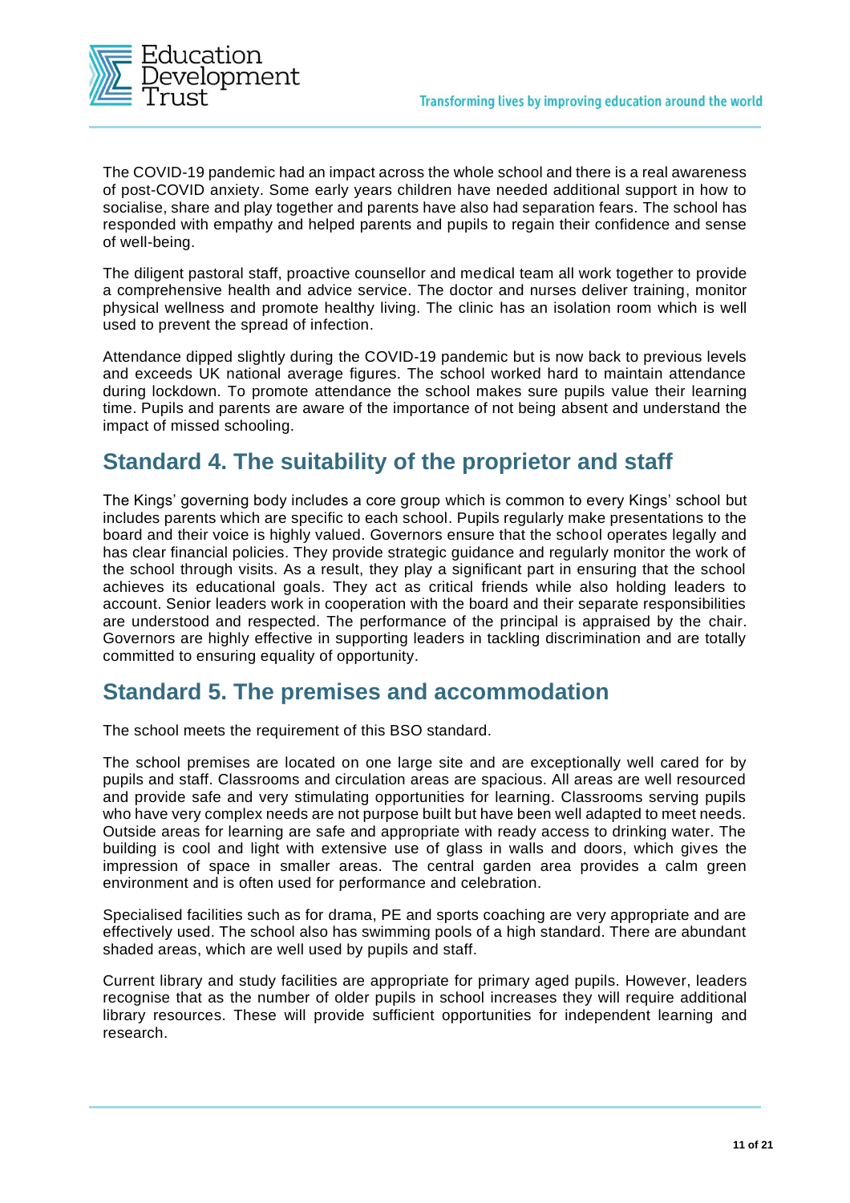The COVID-19 pandemic had an impact across the whole school and there is a real awareness of post-COVID anxiety. Some early years children have needed additional support in how to socialise, share and play together and parents have also had separation fears. The school has responded with empathy and helped parents and pupils to regain their confidence and sense of well-being.

The diligent pastoral staff, proactive counsellor and medical team all work together to provide a comprehensive health and advice service. The doctor and nurses deliver training, monitor physical wellness and promote healthy living. The clinic has an isolation room which is well used to prevent the spread of infection.

Attendance dipped slightly during the COVID-19 pandemic but is now back to previous levels and exceeds UK national average figures. The school worked hard to maintain attendance during lockdown. To promote attendance the school makes sure pupils value their learning time. Pupils and parents are aware of the importance of not being absent and understand the impact of missed schooling.

## Standard 4. The suitability of the proprietor and staff

The Kings' governing body includes a core group which is common to every Kings' school but includes parents which are specific to each school. Pupils regularly make presentations to the board and their voice is highly valued. Governors ensure that the school operates legally and has clear financial policies. They provide strategic guidance and regularly monitor the work of the school through visits. As a result, they play a significant part in ensuring that the school achieves its educational goals. They act as critical friends while also holding leaders to account. Senior leaders work in cooperation with the board and their separate responsibilities are understood and respected. The performance of the principal is appraised by the chair. Governors are highly effective in supporting leaders in tackling discrimination and are totally committed to ensuring equality of opportunity.

## Standard 5. The premises and accommodation

The school meets the requirement of this BSO standard.

The school premises are located on one large site and are exceptionally well cared for by pupils and staff. Classrooms and circulation areas are spacious. All areas are well resourced and provide safe and very stimulating opportunities for learning. Classrooms serving pupils who have very complex needs are not purpose built but have been well adapted to meet needs. Outside areas for learning are safe and appropriate with ready access to drinking water. The building is cool and light with extensive use of glass in walls and doors, which gives the impression of space in smaller areas. The central garden area provides a calm green environment and is often used for performance and celebration.

Specialised facilities such as for drama, PE and sports coaching are very appropriate and are effectively used. The school also has swimming pools of a high standard. There are abundant shaded areas, which are well used by pupils and staff.

Current library and study facilities are appropriate for primary aged pupils. However, leaders recognise that as the number of older pupils in school increases they will require additional library resources. These will provide sufficient opportunities for independent learning and research.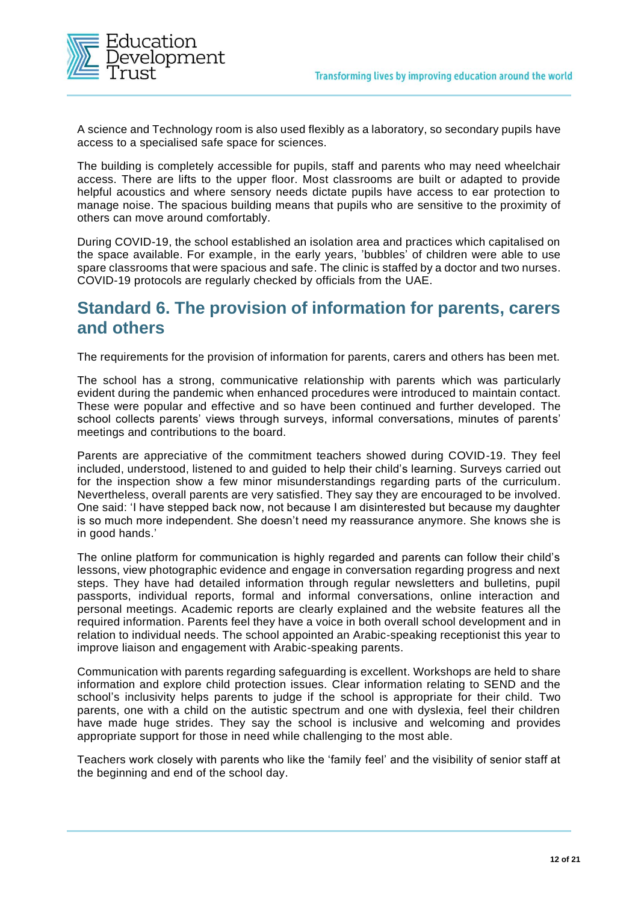A science and Technology room is also used flexibly as a laboratory, so secondary pupils have access to a specialised safe space for sciences.

The building is completely accessible for pupils, staff and parents who may need wheelchair access. There are lifts to the upper floor. Most classrooms are built or adapted to provide helpful acoustics and where sensory needs dictate pupils have access to ear protection to manage noise. The spacious building means that pupils who are sensitive to the proximity of others can move around comfortably.

During COVID-19, the school established an isolation area and practices which capitalised on the space available. For example, in the early years, 'bubbles' of children were able to use spare classrooms that were spacious and safe. The clinic is staffed by a doctor and two nurses. COVID-19 protocols are regularly checked by officials from the UAE.

## Standard 6. The provision of information for parents, carers and others

The requirements for the provision of information for parents, carers and others has been met.

The school has a strong, communicative relationship with parents which was particularly evident during the pandemic when enhanced procedures were introduced to maintain contact. These were popular and effective and so have been continued and further developed. The school collects parents' views through surveys, informal conversations, minutes of parents' meetings and contributions to the board.

Parents are appreciative of the commitment teachers showed during COVID-19. They feel included, understood, listened to and guided to help their child's learning. Surveys carried out for the inspection show a few minor misunderstandings regarding parts of the curriculum. Nevertheless, overall parents are very satisfied. They say they are encouraged to be involved. One said: 'I have stepped back now, not because I am disinterested but because my daughter is so much more independent. She doesn't need my reassurance anymore. She knows she is in good hands.'

The online platform for communication is highly regarded and parents can follow their child's lessons, view photographic evidence and engage in conversation regarding progress and next steps. They have had detailed information through regular newsletters and bulletins, pupil passports, individual reports, formal and informal conversations, online interaction and personal meetings. Academic reports are clearly explained and the website features all the required information. Parents feel they have a voice in both overall school development and in relation to individual needs. The school appointed an Arabic-speaking receptionist this year to improve liaison and engagement with Arabic-speaking parents.

Communication with parents regarding safeguarding is excellent. Workshops are held to share information and explore child protection issues. Clear information relating to SEND and the school's inclusivity helps parents to judge if the school is appropriate for their child. Two parents, one with a child on the autistic spectrum and one with dyslexia, feel their children have made huge strides. They say the school is inclusive and welcoming and provides appropriate support for those in need while challenging to the most able.

Teachers work closely with parents who like the 'family feel' and the visibility of senior staff at the beginning and end of the school day.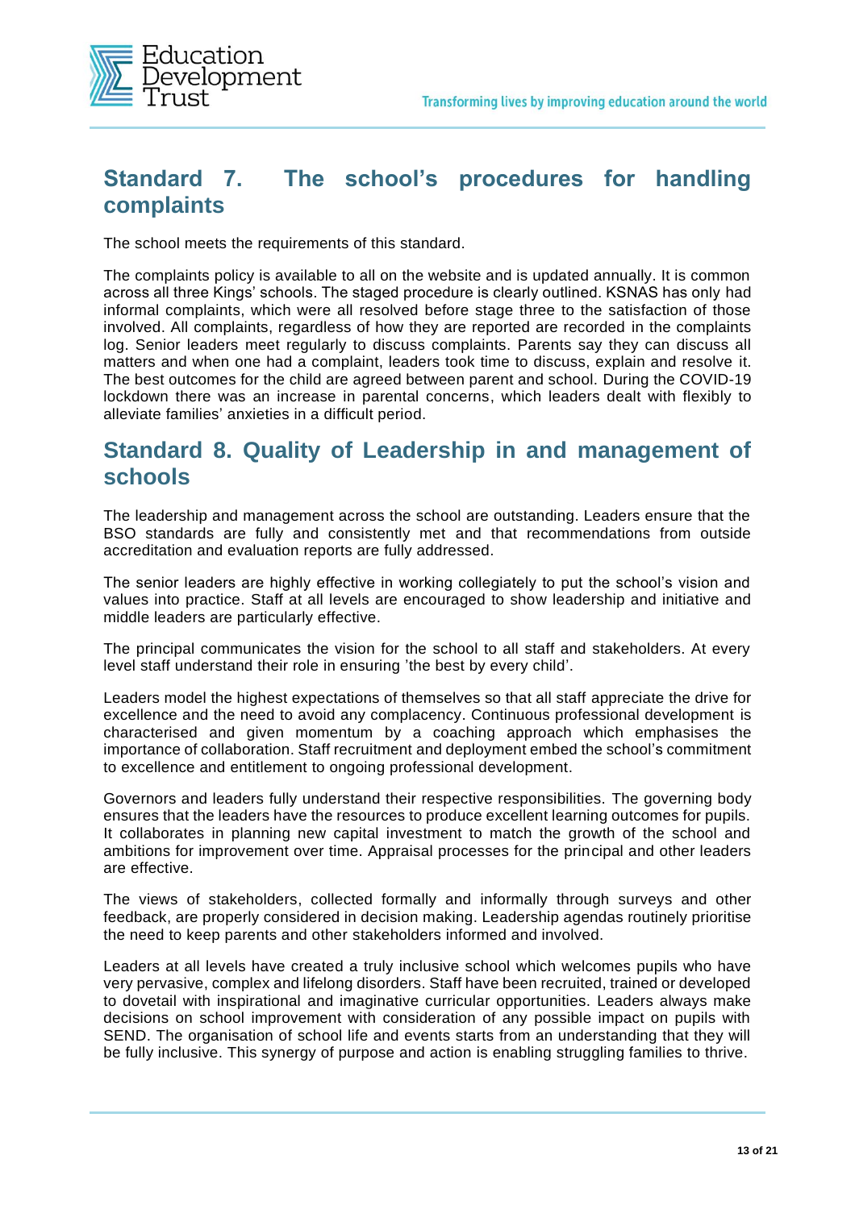## Standard 7. The school's procedures for handling complaints

The school meets the requirements of this standard.

The complaints policy is available to all on the website and is updated annually. It is common across all three Kings' schools. The staged procedure is clearly outlined. KSNAS has only had informal complaints, which were all resolved before stage three to the satisfaction of those involved. All complaints, regardless of how they are reported are recorded in the complaints log. Senior leaders meet regularly to discuss complaints. Parents say they can discuss all matters and when one had a complaint, leaders took time to discuss, explain and resolve it. The best outcomes for the child are agreed between parent and school. During the COVID-19 lockdown there was an increase in parental concerns, which leaders dealt with flexibly to alleviate families' anxieties in a difficult period.

## Standard 8. Quality of Leadership in and management of schools

The leadership and management across the school are outstanding. Leaders ensure that the BSO standards are fully and consistently met and that recommendations from outside accreditation and evaluation reports are fully addressed.

The senior leaders are highly effective in working collegiately to put the school's vision and values into practice. Staff at all levels are encouraged to show leadership and initiative and middle leaders are particularly effective.

The principal communicates the vision for the school to all staff and stakeholders. At every level staff understand their role in ensuring 'the best by every child'.

Leaders model the highest expectations of themselves so that all staff appreciate the drive for excellence and the need to avoid any complacency. Continuous professional development is characterised and given momentum by a coaching approach which emphasises the importance of collaboration. Staff recruitment and deployment embed the school's commitment to excellence and entitlement to ongoing professional development.

Governors and leaders fully understand their respective responsibilities. The governing body ensures that the leaders have the resources to produce excellent learning outcomes for pupils. It collaborates in planning new capital investment to match the growth of the school and ambitions for improvement over time. Appraisal processes for the principal and other leaders are effective.

The views of stakeholders, collected formally and informally through surveys and other feedback, are properly considered in decision making. Leadership agendas routinely prioritise the need to keep parents and other stakeholders informed and involved.

Leaders at all levels have created a truly inclusive school which welcomes pupils who have very pervasive, complex and lifelong disorders. Staff have been recruited, trained or developed to dovetail with inspirational and imaginative curricular opportunities. Leaders always make decisions on school improvement with consideration of any possible impact on pupils with SEND. The organisation of school life and events starts from an understanding that they will be fully inclusive. This synergy of purpose and action is enabling struggling families to thrive.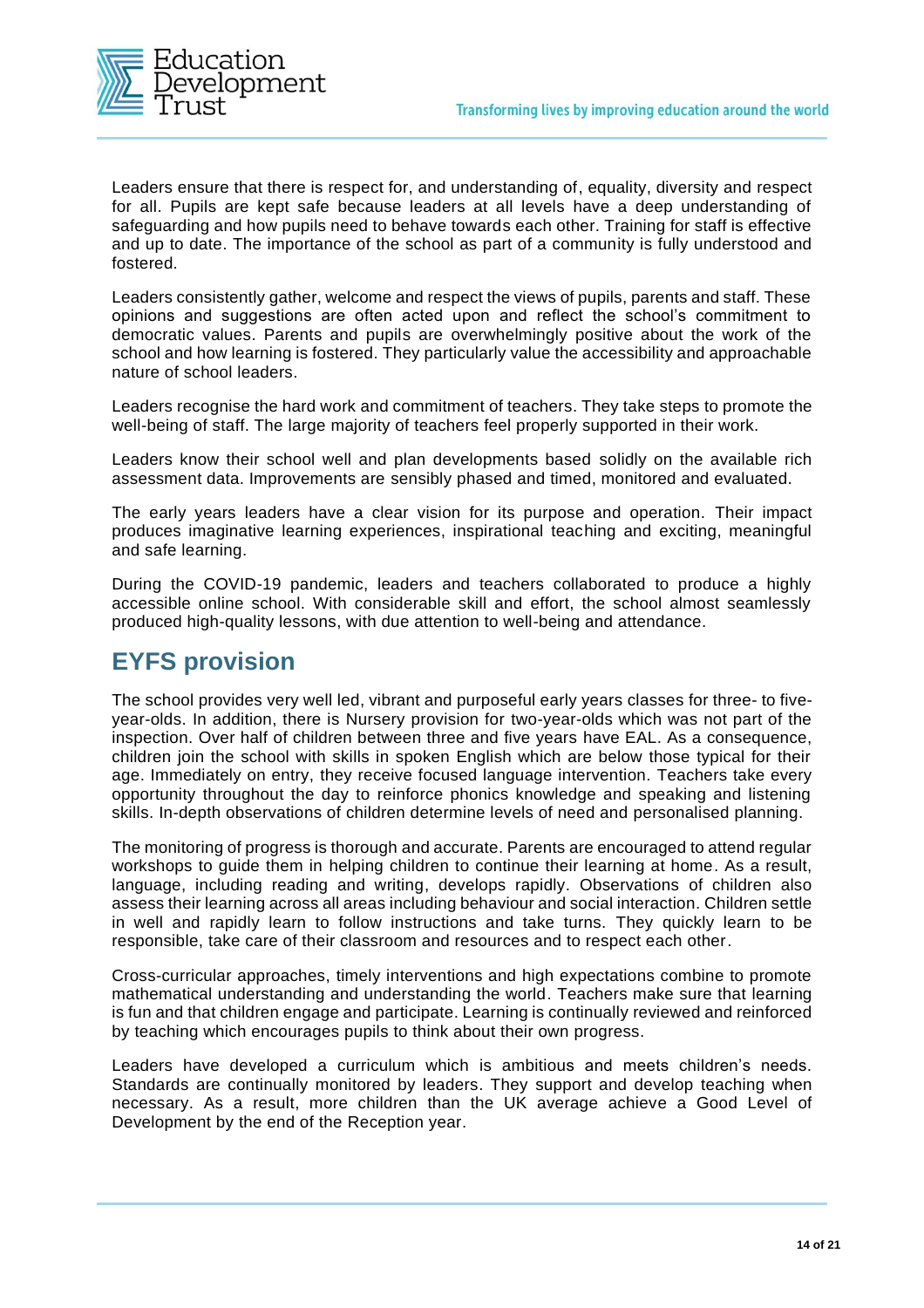Leaders ensure that there is respect for, and understanding of, equality, diversity and respect for all. Pupils are kept safe because leaders at all levels have a deep understanding of safeguarding and how pupils need to behave towards each other. Training for staff is effective and up to date. The importance of the school as part of a community is fully understood and fostered.

Leaders consistently gather, welcome and respect the views of pupils, parents and staff. These opinions and suggestions are often acted upon and reflect the school's commitment to democratic values. Parents and pupils are overwhelmingly positive about the work of the school and how learning is fostered. They particularly value the accessibility and approachable nature of school leaders.

Leaders recognise the hard work and commitment of teachers. They take steps to promote the well-being of staff. The large majority of teachers feel properly supported in their work.

Leaders know their school well and plan developments based solidly on the available rich assessment data. Improvements are sensibly phased and timed, monitored and evaluated.

The early years leaders have a clear vision for its purpose and operation. Their impact produces imaginative learning experiences, inspirational teaching and exciting, meaningful and safe learning.

During the COVID-19 pandemic, leaders and teachers collaborated to produce a highly accessible online school. With considerable skill and effort, the school almost seamlessly produced high-quality lessons, with due attention to well-being and attendance.

## EYFS provision

The school provides very well led, vibrant and purposeful early years classes for three- to five-year-olds. In addition, there is Nursery provision for two-year-olds which was not part of the inspection. Over half of children between three and five years have EAL. As a consequence, children join the school with skills in spoken English which are below those typical for their age. Immediately on entry, they receive focused language intervention. Teachers take every opportunity throughout the day to reinforce phonics knowledge and speaking and listening skills. In-depth observations of children determine levels of need and personalised planning.

The monitoring of progress is thorough and accurate. Parents are encouraged to attend regular workshops to guide them in helping children to continue their learning at home. As a result, language, including reading and writing, develops rapidly. Observations of children also assess their learning across all areas including behaviour and social interaction. Children settle in well and rapidly learn to follow instructions and take turns. They quickly learn to be responsible, take care of their classroom and resources and to respect each other.

Cross-curricular approaches, timely interventions and high expectations combine to promote mathematical understanding and understanding the world. Teachers make sure that learning is fun and that children engage and participate. Learning is continually reviewed and reinforced by teaching which encourages pupils to think about their own progress.

Leaders have developed a curriculum which is ambitious and meets children's needs. Standards are continually monitored by leaders. They support and develop teaching when necessary. As a result, more children than the UK average achieve a Good Level of Development by the end of the Reception year.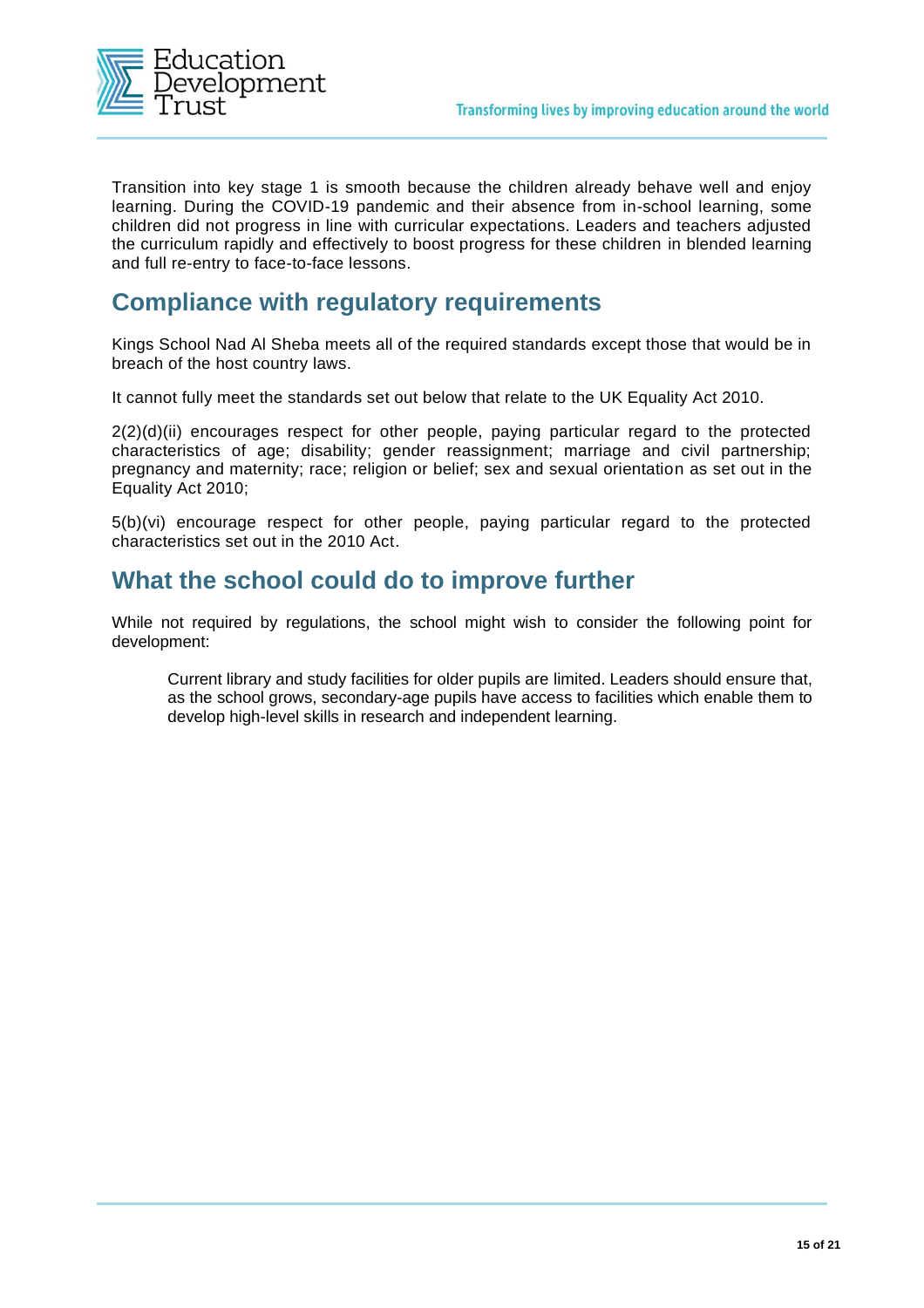Transition into key stage 1 is smooth because the children already behave well and enjoy learning. During the COVID-19 pandemic and their absence from in-school learning, some children did not progress in line with curricular expectations. Leaders and teachers adjusted the curriculum rapidly and effectively to boost progress for these children in blended learning and full re-entry to face-to-face lessons.

## Compliance with regulatory requirements

Kings School Nad Al Sheba meets all of the required standards except those that would be in breach of the host country laws.

It cannot fully meet the standards set out below that relate to the UK Equality Act 2010.

2(2)(d)(ii) encourages respect for other people, paying particular regard to the protected characteristics of age; disability; gender reassignment; marriage and civil partnership; pregnancy and maternity; race; religion or belief; sex and sexual orientation as set out in the Equality Act 2010;

5(b)(vi) encourage respect for other people, paying particular regard to the protected characteristics set out in the 2010 Act.

## What the school could do to improve further

While not required by regulations, the school might wish to consider the following point for development:

> Current library and study facilities for older pupils are limited. Leaders should ensure that, as the school grows, secondary-age pupils have access to facilities which enable them to develop high-level skills in research and independent learning.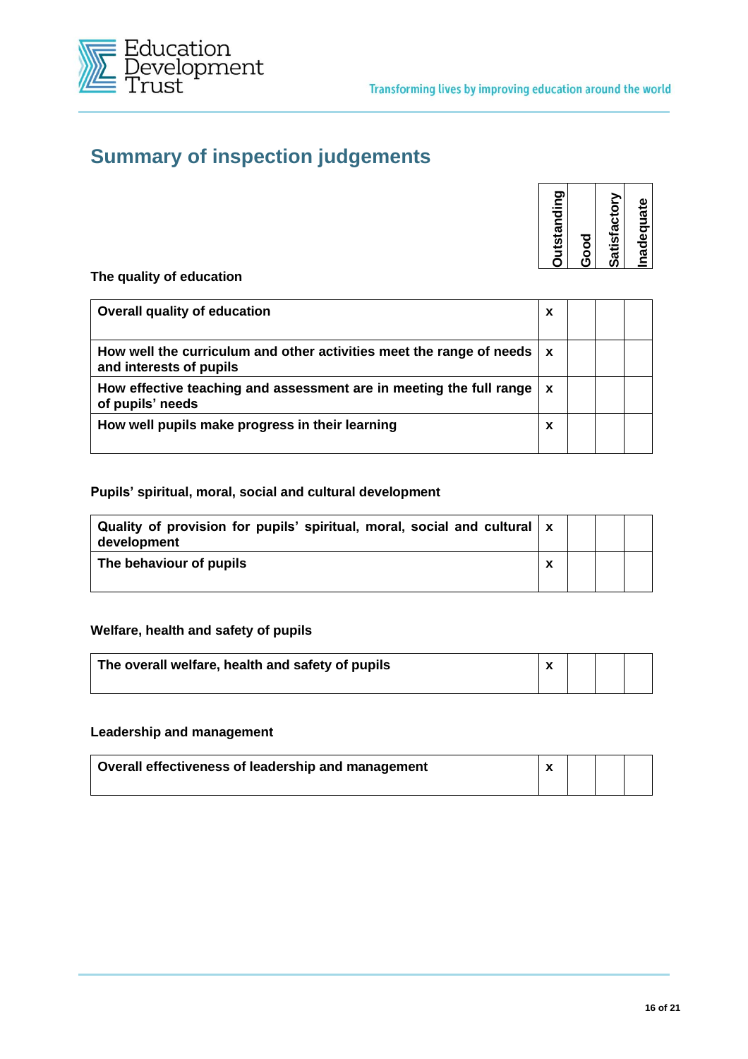## Summary of inspection judgements

**The quality of education**

| | Outstanding | Good | Satisfactory | Inadequate |
|---|---|---|---|---|
| **Overall quality of education** | x | | | |
| **How well the curriculum and other activities meet the range of needs and interests of pupils** | x | | | |
| **How effective teaching and assessment are in meeting the full range of pupils' needs** | x | | | |
| **How well pupils make progress in their learning** | x | | | |

**Pupils' spiritual, moral, social and cultural development**

| | Outstanding | Good | Satisfactory | Inadequate |
|---|---|---|---|---|
| **Quality of provision for pupils' spiritual, moral, social and cultural development** | x | | | |
| **The behaviour of pupils** | x | | | |

**Welfare, health and safety of pupils**

| | Outstanding | Good | Satisfactory | Inadequate |
|---|---|---|---|---|
| **The overall welfare, health and safety of pupils** | x | | | |

**Leadership and management**

| | Outstanding | Good | Satisfactory | Inadequate |
|---|---|---|---|---|
| **Overall effectiveness of leadership and management** | x | | | |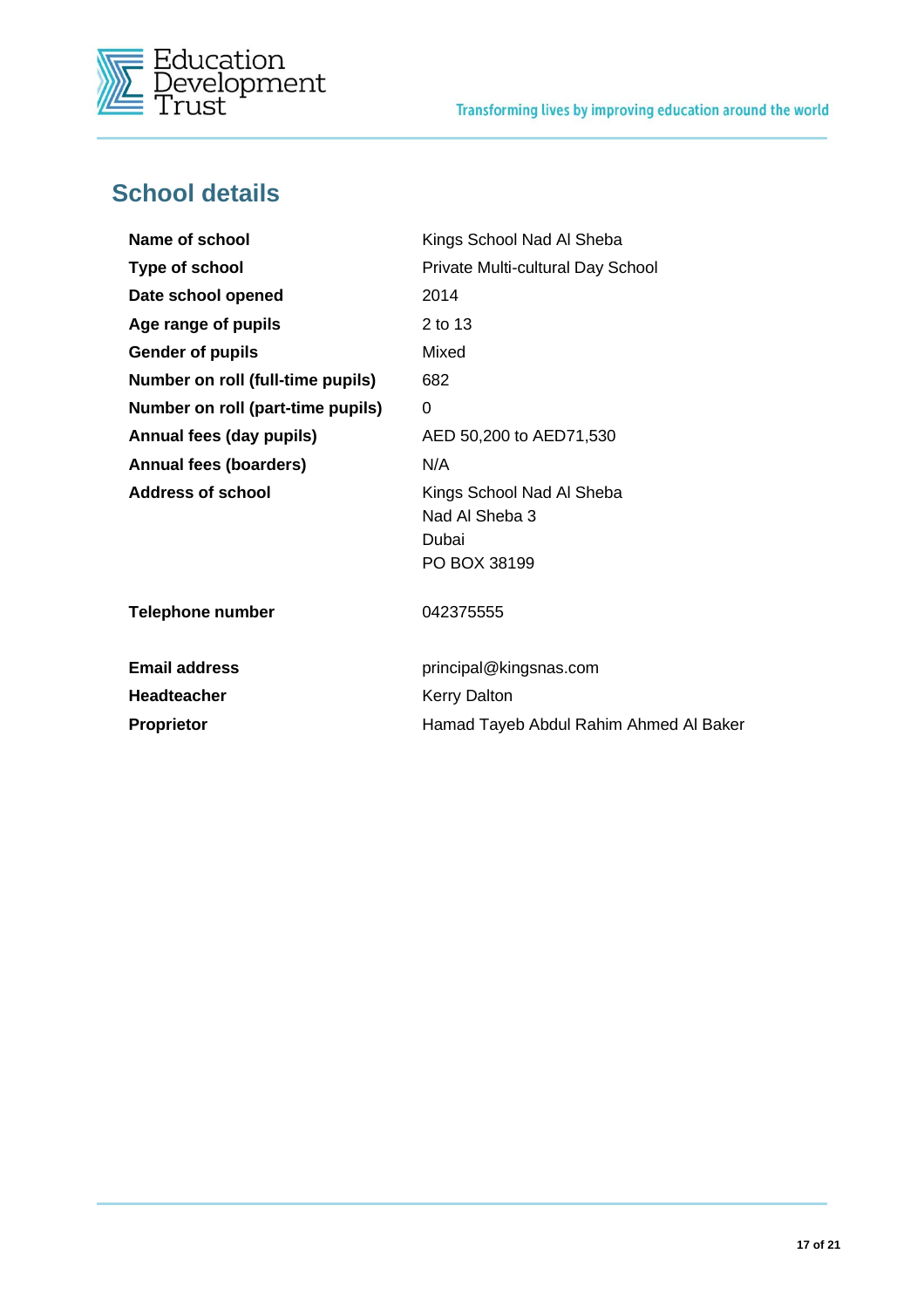## School details

| | |
|---|---|
| **Name of school** | Kings School Nad Al Sheba |
| **Type of school** | Private Multi-cultural Day School |
| **Date school opened** | 2014 |
| **Age range of pupils** | 2 to 13 |
| **Gender of pupils** | Mixed |
| **Number on roll (full-time pupils)** | 682 |
| **Number on roll (part-time pupils)** | 0 |
| **Annual fees (day pupils)** | AED 50,200 to AED71,530 |
| **Annual fees (boarders)** | N/A |
| **Address of school** | Kings School Nad Al Sheba<br>Nad Al Sheba 3<br>Dubai<br>PO BOX 38199 |
| **Telephone number** | 042375555 |
| **Email address** | principal@kingsnas.com |
| **Headteacher** | Kerry Dalton |
| **Proprietor** | Hamad Tayeb Abdul Rahim Ahmed Al Baker |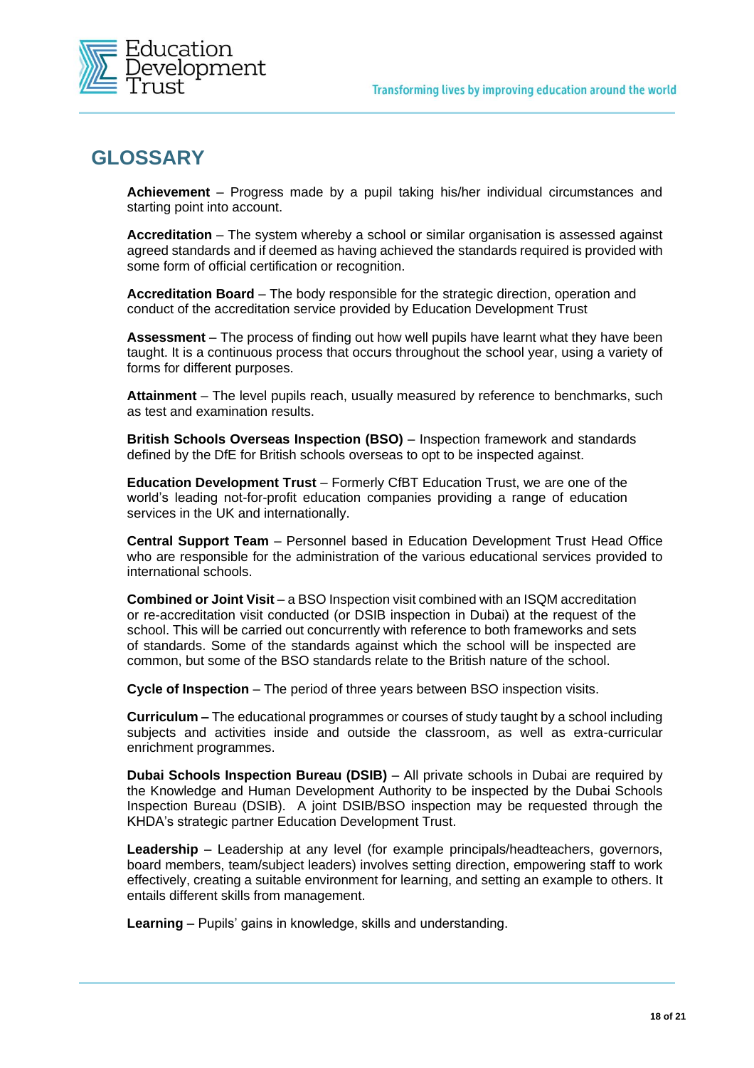## GLOSSARY

**Achievement** – Progress made by a pupil taking his/her individual circumstances and starting point into account.

**Accreditation** – The system whereby a school or similar organisation is assessed against agreed standards and if deemed as having achieved the standards required is provided with some form of official certification or recognition.

**Accreditation Board** – The body responsible for the strategic direction, operation and conduct of the accreditation service provided by Education Development Trust

**Assessment** – The process of finding out how well pupils have learnt what they have been taught. It is a continuous process that occurs throughout the school year, using a variety of forms for different purposes.

**Attainment** – The level pupils reach, usually measured by reference to benchmarks, such as test and examination results.

**British Schools Overseas Inspection (BSO)** – Inspection framework and standards defined by the DfE for British schools overseas to opt to be inspected against.

**Education Development Trust** – Formerly CfBT Education Trust, we are one of the world's leading not-for-profit education companies providing a range of education services in the UK and internationally.

**Central Support Team** – Personnel based in Education Development Trust Head Office who are responsible for the administration of the various educational services provided to international schools.

**Combined or Joint Visit** – a BSO Inspection visit combined with an ISQM accreditation or re-accreditation visit conducted (or DSIB inspection in Dubai) at the request of the school. This will be carried out concurrently with reference to both frameworks and sets of standards. Some of the standards against which the school will be inspected are common, but some of the BSO standards relate to the British nature of the school.

**Cycle of Inspection** – The period of three years between BSO inspection visits.

**Curriculum –** The educational programmes or courses of study taught by a school including subjects and activities inside and outside the classroom, as well as extra-curricular enrichment programmes.

**Dubai Schools Inspection Bureau (DSIB)** – All private schools in Dubai are required by the Knowledge and Human Development Authority to be inspected by the Dubai Schools Inspection Bureau (DSIB). A joint DSIB/BSO inspection may be requested through the KHDA's strategic partner Education Development Trust.

**Leadership** – Leadership at any level (for example principals/headteachers, governors, board members, team/subject leaders) involves setting direction, empowering staff to work effectively, creating a suitable environment for learning, and setting an example to others. It entails different skills from management.

**Learning** – Pupils' gains in knowledge, skills and understanding.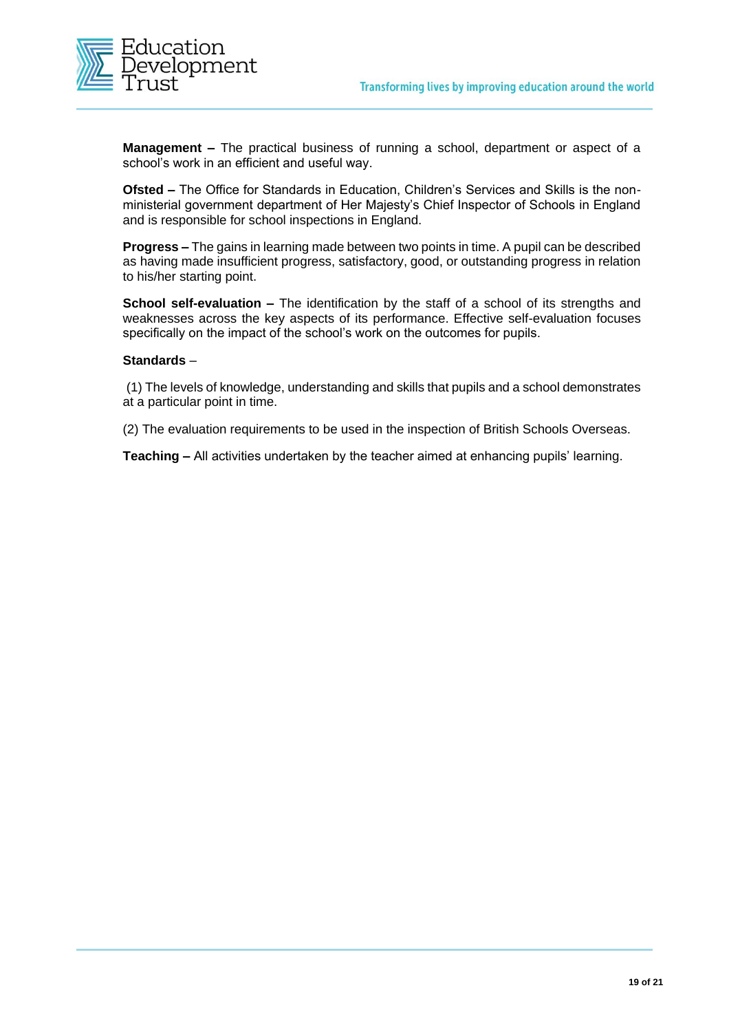**Management –** The practical business of running a school, department or aspect of a school's work in an efficient and useful way.

**Ofsted –** The Office for Standards in Education, Children's Services and Skills is the non-ministerial government department of Her Majesty's Chief Inspector of Schools in England and is responsible for school inspections in England.

**Progress –** The gains in learning made between two points in time. A pupil can be described as having made insufficient progress, satisfactory, good, or outstanding progress in relation to his/her starting point.

**School self-evaluation –** The identification by the staff of a school of its strengths and weaknesses across the key aspects of its performance. Effective self-evaluation focuses specifically on the impact of the school's work on the outcomes for pupils.

**Standards** –

(1) The levels of knowledge, understanding and skills that pupils and a school demonstrates at a particular point in time.

(2) The evaluation requirements to be used in the inspection of British Schools Overseas.

**Teaching –** All activities undertaken by the teacher aimed at enhancing pupils' learning.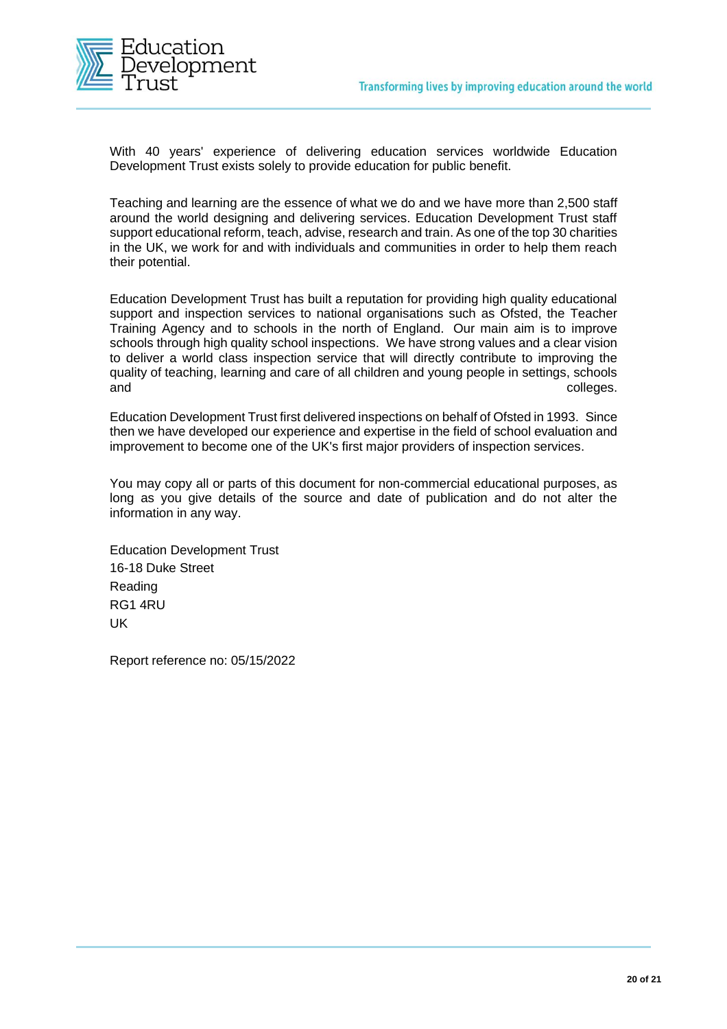With 40 years' experience of delivering education services worldwide Education Development Trust exists solely to provide education for public benefit.

Teaching and learning are the essence of what we do and we have more than 2,500 staff around the world designing and delivering services. Education Development Trust staff support educational reform, teach, advise, research and train. As one of the top 30 charities in the UK, we work for and with individuals and communities in order to help them reach their potential.

Education Development Trust has built a reputation for providing high quality educational support and inspection services to national organisations such as Ofsted, the Teacher Training Agency and to schools in the north of England. Our main aim is to improve schools through high quality school inspections. We have strong values and a clear vision to deliver a world class inspection service that will directly contribute to improving the quality of teaching, learning and care of all children and young people in settings, schools and colleges.

Education Development Trust first delivered inspections on behalf of Ofsted in 1993. Since then we have developed our experience and expertise in the field of school evaluation and improvement to become one of the UK's first major providers of inspection services.

You may copy all or parts of this document for non-commercial educational purposes, as long as you give details of the source and date of publication and do not alter the information in any way.

Education Development Trust
16-18 Duke Street
Reading
RG1 4RU
UK

Report reference no: 05/15/2022